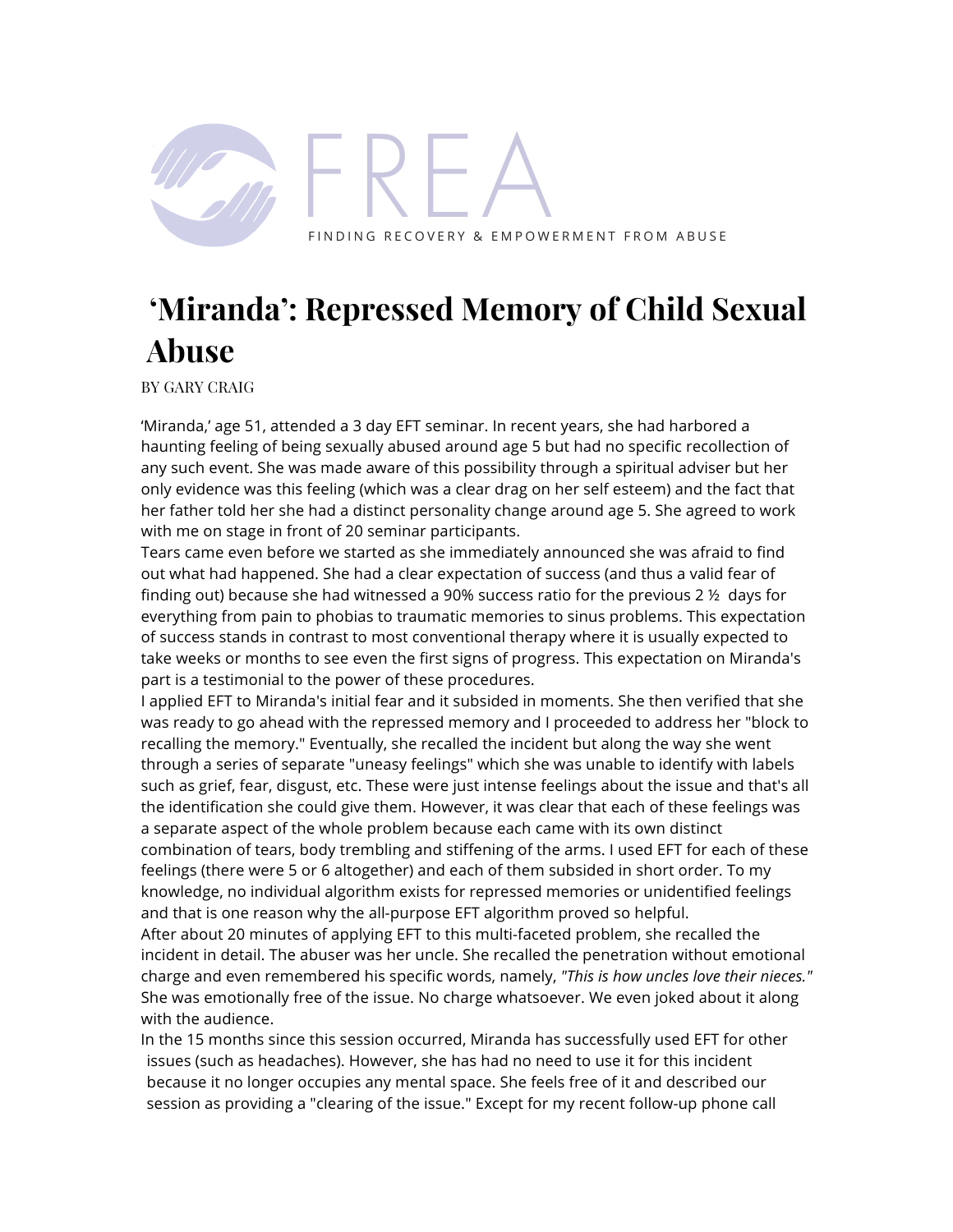FREA

FINDING RECOVERY & EMPOWERMENT FROM ABUSE

# 'Miranda': Repressed Memory of Child Sexual Abuse

BY GARY CRAIG

'Miranda,' age 51, attended a 3 day EFT seminar. In recent years, she had harbored a haunting feeling of being sexually abused around age 5 but had no specific recollection of any such event. She was made aware of this possibility through a spiritual adviser but her only evidence was this feeling (which was a clear drag on her self esteem) and the fact that her father told her she had a distinct personality change around age 5. She agreed to work with me on stage in front of 20 seminar participants.

Tears came even before we started as she immediately announced she was afraid to find out what had happened. She had a clear expectation of success (and thus a valid fear of finding out) because she had witnessed a 90% success ratio for the previous 2 ½ days for everything from pain to phobias to traumatic memories to sinus problems. This expectation of success stands in contrast to most conventional therapy where it is usually expected to take weeks or months to see even the first signs of progress. This expectation on Miranda's part is a testimonial to the power of these procedures.

I applied EFT to Miranda's initial fear and it subsided in moments. She then verified that she was ready to go ahead with the repressed memory and I proceeded to address her "block to recalling the memory." Eventually, she recalled the incident but along the way she went through a series of separate "uneasy feelings" which she was unable to identify with labels such as grief, fear, disgust, etc. These were just intense feelings about the issue and that's all the identification she could give them. However, it was clear that each of these feelings was a separate aspect of the whole problem because each came with its own distinct combination of tears, body trembling and stiffening of the arms. I used EFT for each of these feelings (there were 5 or 6 altogether) and each of them subsided in short order. To my knowledge, no individual algorithm exists for repressed memories or unidentified feelings and that is one reason why the all-purpose EFT algorithm proved so helpful.

After about 20 minutes of applying EFT to this multi-faceted problem, she recalled the incident in detail. The abuser was her uncle. She recalled the penetration without emotional charge and even remembered his specific words, namely, *"This is how uncles love their nieces."* She was emotionally free of the issue. No charge whatsoever. We even joked about it along with the audience.

In the 15 months since this session occurred, Miranda has successfully used EFT for other issues (such as headaches). However, she has had no need to use it for this incident because it no longer occupies any mental space. She feels free of it and described our session as providing a "clearing of the issue." Except for my recent follow-up phone call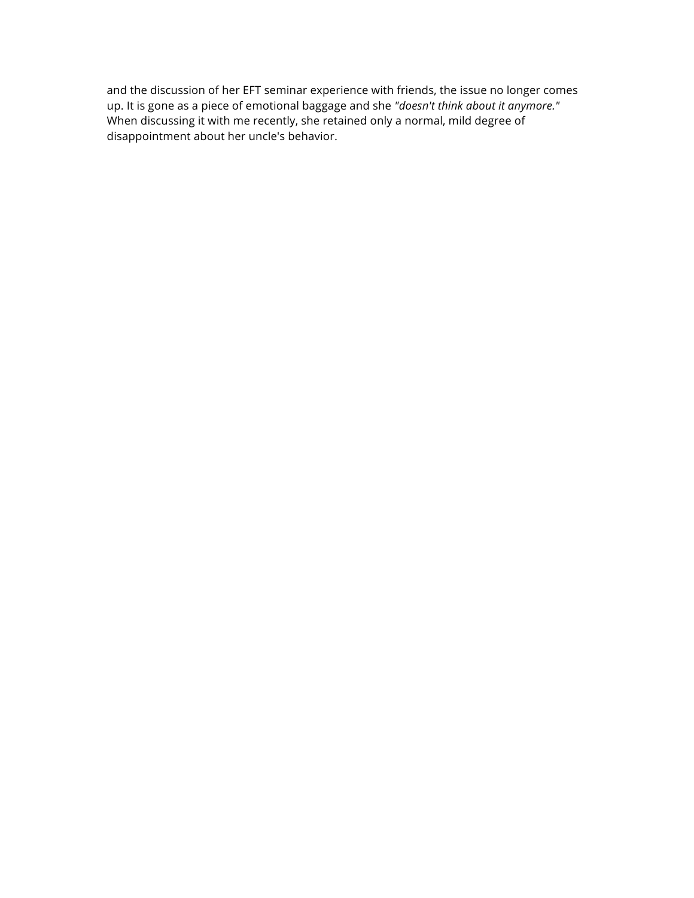and the discussion of her EFT seminar experience with friends, the issue no longer comes up. It is gone as a piece of emotional baggage and she *"doesn't think about it anymore."* When discussing it with me recently, she retained only a normal, mild degree of disappointment about her uncle's behavior.